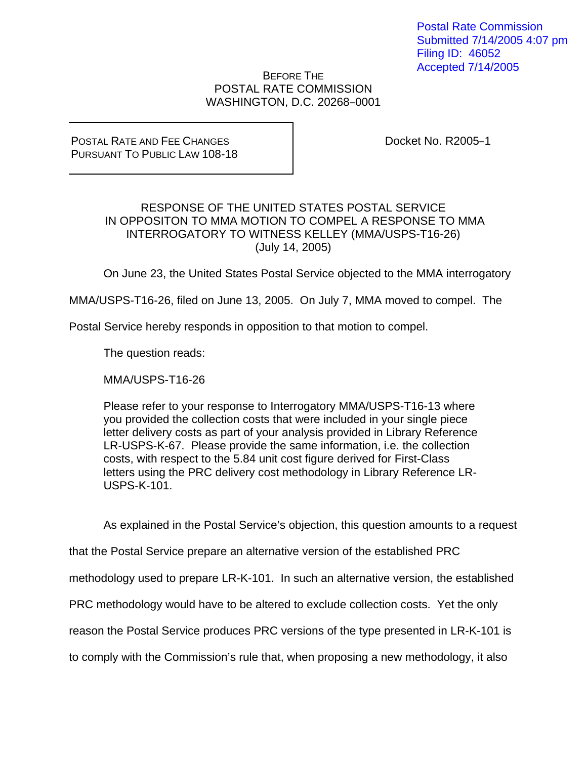Postal Rate Commission
Submitted 7/14/2005 4:07 pm
Filing ID: 46052
Accepted 7/14/2005

BEFORE THE
POSTAL RATE COMMISSION
WASHINGTON, D.C. 20268–0001

| POSTAL RATE AND FEE CHANGES PURSUANT TO PUBLIC LAW 108-18 | Docket No. R2005–1 |
|---|---|

RESPONSE OF THE UNITED STATES POSTAL SERVICE IN OPPOSITON TO MMA MOTION TO COMPEL A RESPONSE TO MMA INTERROGATORY TO WITNESS KELLEY (MMA/USPS-T16-26)
(July 14, 2005)

On June 23, the United States Postal Service objected to the MMA interrogatory MMA/USPS-T16-26, filed on June 13, 2005. On July 7, MMA moved to compel. The Postal Service hereby responds in opposition to that motion to compel.

The question reads:

MMA/USPS-T16-26

Please refer to your response to Interrogatory MMA/USPS-T16-13 where you provided the collection costs that were included in your single piece letter delivery costs as part of your analysis provided in Library Reference LR-USPS-K-67. Please provide the same information, i.e. the collection costs, with respect to the 5.84 unit cost figure derived for First-Class letters using the PRC delivery cost methodology in Library Reference LR-USPS-K-101.

As explained in the Postal Service's objection, this question amounts to a request that the Postal Service prepare an alternative version of the established PRC methodology used to prepare LR-K-101. In such an alternative version, the established PRC methodology would have to be altered to exclude collection costs. Yet the only reason the Postal Service produces PRC versions of the type presented in LR-K-101 is to comply with the Commission's rule that, when proposing a new methodology, it also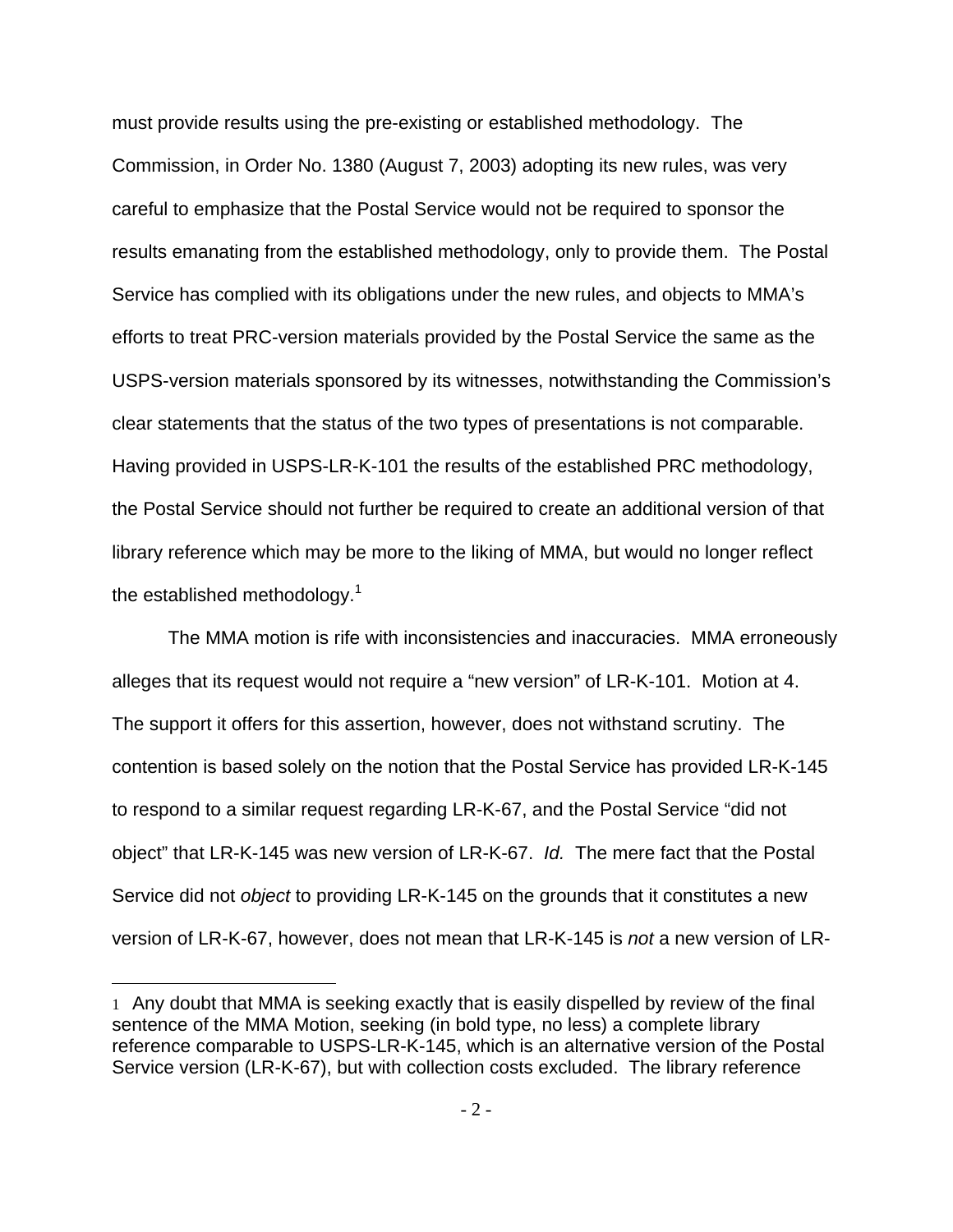must provide results using the pre-existing or established methodology. The Commission, in Order No. 1380 (August 7, 2003) adopting its new rules, was very careful to emphasize that the Postal Service would not be required to sponsor the results emanating from the established methodology, only to provide them. The Postal Service has complied with its obligations under the new rules, and objects to MMA's efforts to treat PRC-version materials provided by the Postal Service the same as the USPS-version materials sponsored by its witnesses, notwithstanding the Commission's clear statements that the status of the two types of presentations is not comparable. Having provided in USPS-LR-K-101 the results of the established PRC methodology, the Postal Service should not further be required to create an additional version of that library reference which may be more to the liking of MMA, but would no longer reflect the established methodology.[1]

The MMA motion is rife with inconsistencies and inaccuracies. MMA erroneously alleges that its request would not require a "new version" of LR-K-101. Motion at 4. The support it offers for this assertion, however, does not withstand scrutiny. The contention is based solely on the notion that the Postal Service has provided LR-K-145 to respond to a similar request regarding LR-K-67, and the Postal Service "did not object" that LR-K-145 was new version of LR-K-67. *Id.* The mere fact that the Postal Service did not *object* to providing LR-K-145 on the grounds that it constitutes a new version of LR-K-67, however, does not mean that LR-K-145 is *not* a new version of LR-

[1] Any doubt that MMA is seeking exactly that is easily dispelled by review of the final sentence of the MMA Motion, seeking (in bold type, no less) a complete library reference comparable to USPS-LR-K-145, which is an alternative version of the Postal Service version (LR-K-67), but with collection costs excluded. The library reference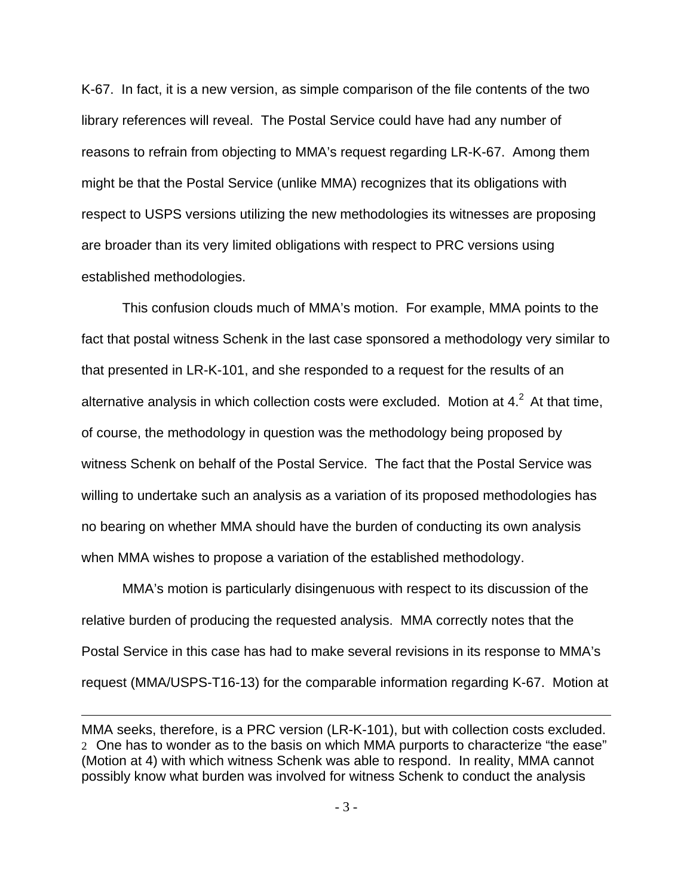K-67. In fact, it is a new version, as simple comparison of the file contents of the two library references will reveal. The Postal Service could have had any number of reasons to refrain from objecting to MMA's request regarding LR-K-67. Among them might be that the Postal Service (unlike MMA) recognizes that its obligations with respect to USPS versions utilizing the new methodologies its witnesses are proposing are broader than its very limited obligations with respect to PRC versions using established methodologies.

This confusion clouds much of MMA's motion. For example, MMA points to the fact that postal witness Schenk in the last case sponsored a methodology very similar to that presented in LR-K-101, and she responded to a request for the results of an alternative analysis in which collection costs were excluded. Motion at 4.[2] At that time, of course, the methodology in question was the methodology being proposed by witness Schenk on behalf of the Postal Service. The fact that the Postal Service was willing to undertake such an analysis as a variation of its proposed methodologies has no bearing on whether MMA should have the burden of conducting its own analysis when MMA wishes to propose a variation of the established methodology.

MMA's motion is particularly disingenuous with respect to its discussion of the relative burden of producing the requested analysis. MMA correctly notes that the Postal Service in this case has had to make several revisions in its response to MMA's request (MMA/USPS-T16-13) for the comparable information regarding K-67. Motion at

---

MMA seeks, therefore, is a PRC version (LR-K-101), but with collection costs excluded.

[2] One has to wonder as to the basis on which MMA purports to characterize "the ease" (Motion at 4) with which witness Schenk was able to respond. In reality, MMA cannot possibly know what burden was involved for witness Schenk to conduct the analysis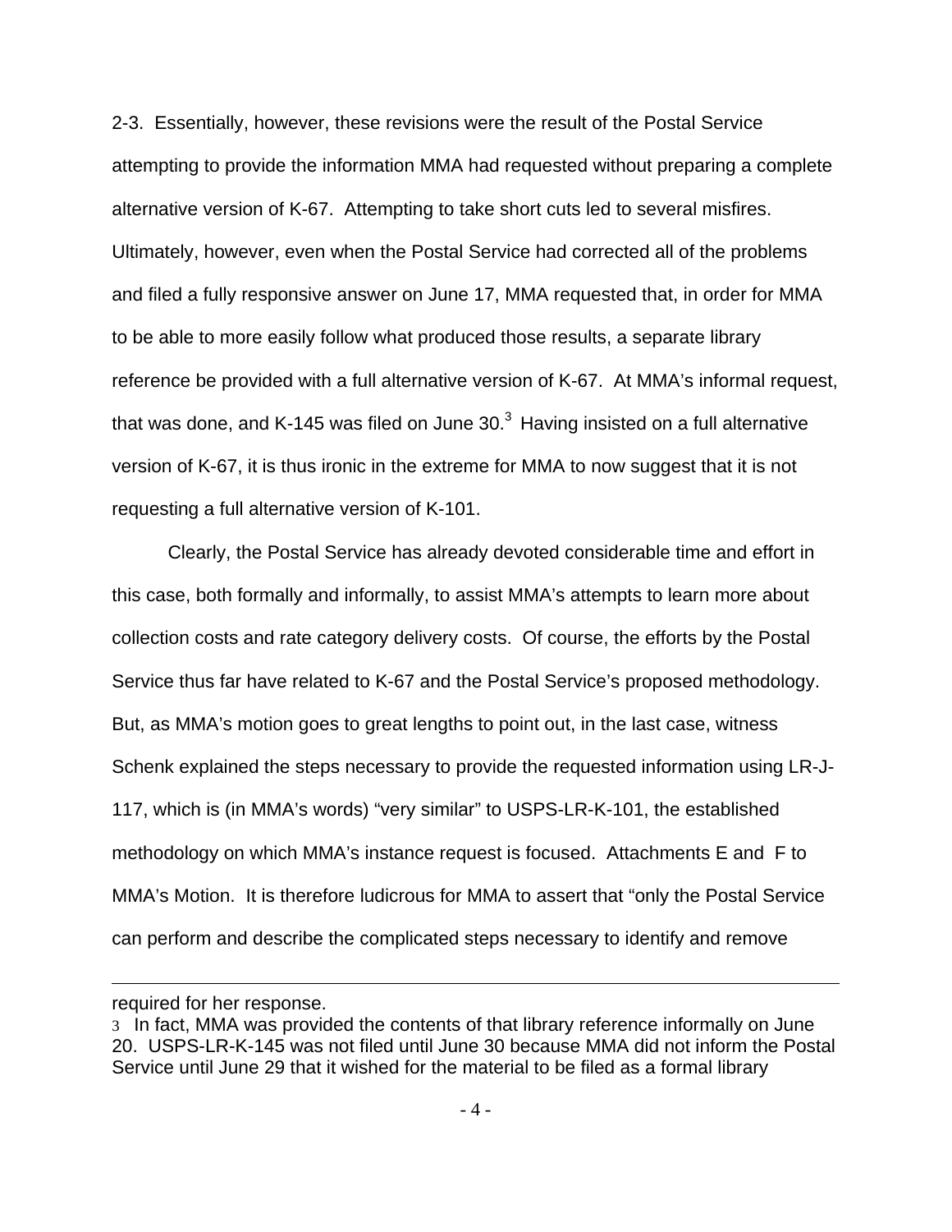2-3. Essentially, however, these revisions were the result of the Postal Service attempting to provide the information MMA had requested without preparing a complete alternative version of K-67. Attempting to take short cuts led to several misfires. Ultimately, however, even when the Postal Service had corrected all of the problems and filed a fully responsive answer on June 17, MMA requested that, in order for MMA to be able to more easily follow what produced those results, a separate library reference be provided with a full alternative version of K-67. At MMA's informal request, that was done, and K-145 was filed on June 30.[3] Having insisted on a full alternative version of K-67, it is thus ironic in the extreme for MMA to now suggest that it is not requesting a full alternative version of K-101.

Clearly, the Postal Service has already devoted considerable time and effort in this case, both formally and informally, to assist MMA's attempts to learn more about collection costs and rate category delivery costs. Of course, the efforts by the Postal Service thus far have related to K-67 and the Postal Service's proposed methodology. But, as MMA's motion goes to great lengths to point out, in the last case, witness Schenk explained the steps necessary to provide the requested information using LR-J-117, which is (in MMA's words) "very similar" to USPS-LR-K-101, the established methodology on which MMA's instance request is focused. Attachments E and F to MMA's Motion. It is therefore ludicrous for MMA to assert that "only the Postal Service can perform and describe the complicated steps necessary to identify and remove

---

required for her response.

[3] In fact, MMA was provided the contents of that library reference informally on June 20. USPS-LR-K-145 was not filed until June 30 because MMA did not inform the Postal Service until June 29 that it wished for the material to be filed as a formal library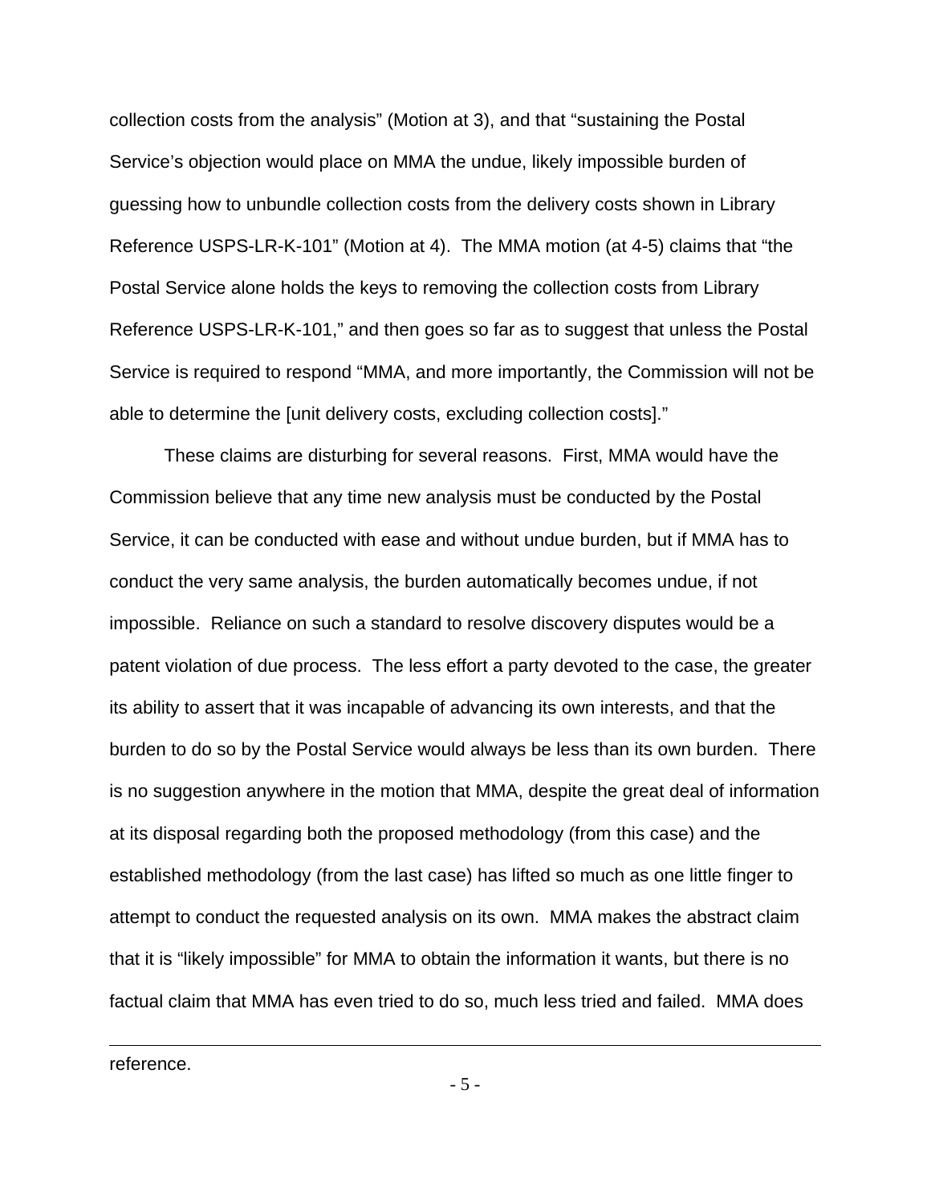collection costs from the analysis" (Motion at 3), and that "sustaining the Postal Service's objection would place on MMA the undue, likely impossible burden of guessing how to unbundle collection costs from the delivery costs shown in Library Reference USPS-LR-K-101" (Motion at 4). The MMA motion (at 4-5) claims that "the Postal Service alone holds the keys to removing the collection costs from Library Reference USPS-LR-K-101," and then goes so far as to suggest that unless the Postal Service is required to respond "MMA, and more importantly, the Commission will not be able to determine the [unit delivery costs, excluding collection costs]."

These claims are disturbing for several reasons. First, MMA would have the Commission believe that any time new analysis must be conducted by the Postal Service, it can be conducted with ease and without undue burden, but if MMA has to conduct the very same analysis, the burden automatically becomes undue, if not impossible. Reliance on such a standard to resolve discovery disputes would be a patent violation of due process. The less effort a party devoted to the case, the greater its ability to assert that it was incapable of advancing its own interests, and that the burden to do so by the Postal Service would always be less than its own burden. There is no suggestion anywhere in the motion that MMA, despite the great deal of information at its disposal regarding both the proposed methodology (from this case) and the established methodology (from the last case) has lifted so much as one little finger to attempt to conduct the requested analysis on its own. MMA makes the abstract claim that it is "likely impossible" for MMA to obtain the information it wants, but there is no factual claim that MMA has even tried to do so, much less tried and failed. MMA does

---

reference.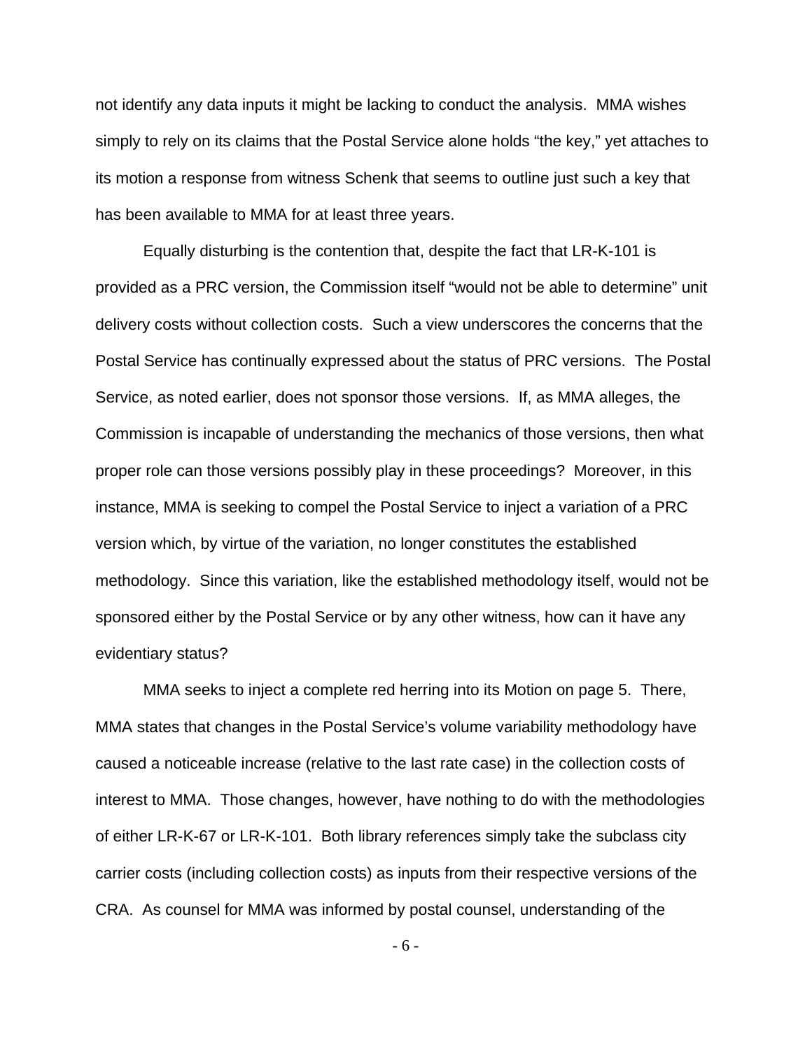not identify any data inputs it might be lacking to conduct the analysis. MMA wishes simply to rely on its claims that the Postal Service alone holds "the key," yet attaches to its motion a response from witness Schenk that seems to outline just such a key that has been available to MMA for at least three years.

Equally disturbing is the contention that, despite the fact that LR-K-101 is provided as a PRC version, the Commission itself "would not be able to determine" unit delivery costs without collection costs. Such a view underscores the concerns that the Postal Service has continually expressed about the status of PRC versions. The Postal Service, as noted earlier, does not sponsor those versions. If, as MMA alleges, the Commission is incapable of understanding the mechanics of those versions, then what proper role can those versions possibly play in these proceedings? Moreover, in this instance, MMA is seeking to compel the Postal Service to inject a variation of a PRC version which, by virtue of the variation, no longer constitutes the established methodology. Since this variation, like the established methodology itself, would not be sponsored either by the Postal Service or by any other witness, how can it have any evidentiary status?

MMA seeks to inject a complete red herring into its Motion on page 5. There, MMA states that changes in the Postal Service's volume variability methodology have caused a noticeable increase (relative to the last rate case) in the collection costs of interest to MMA. Those changes, however, have nothing to do with the methodologies of either LR-K-67 or LR-K-101. Both library references simply take the subclass city carrier costs (including collection costs) as inputs from their respective versions of the CRA. As counsel for MMA was informed by postal counsel, understanding of the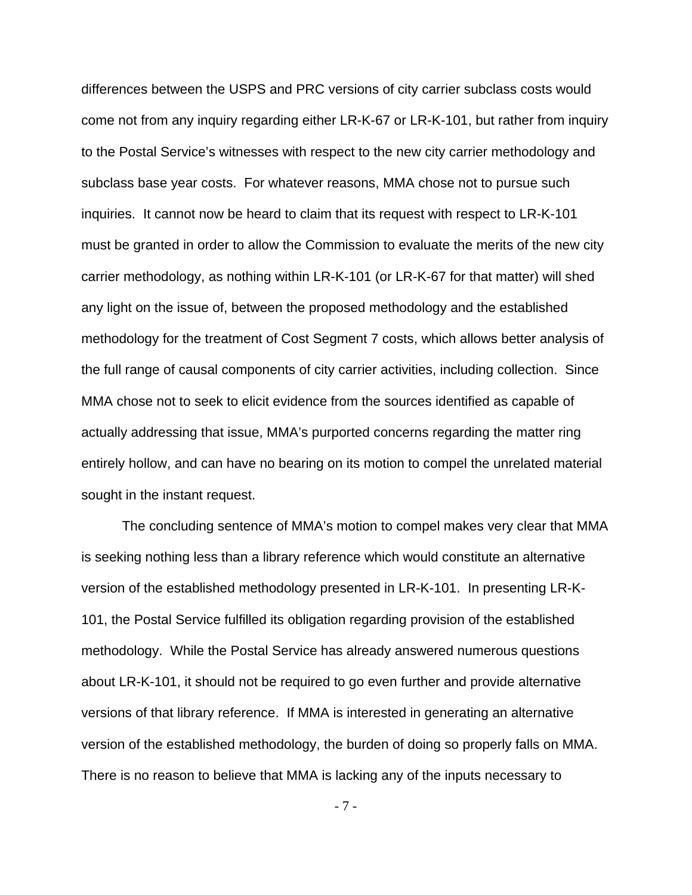differences between the USPS and PRC versions of city carrier subclass costs would come not from any inquiry regarding either LR-K-67 or LR-K-101, but rather from inquiry to the Postal Service's witnesses with respect to the new city carrier methodology and subclass base year costs. For whatever reasons, MMA chose not to pursue such inquiries. It cannot now be heard to claim that its request with respect to LR-K-101 must be granted in order to allow the Commission to evaluate the merits of the new city carrier methodology, as nothing within LR-K-101 (or LR-K-67 for that matter) will shed any light on the issue of, between the proposed methodology and the established methodology for the treatment of Cost Segment 7 costs, which allows better analysis of the full range of causal components of city carrier activities, including collection. Since MMA chose not to seek to elicit evidence from the sources identified as capable of actually addressing that issue, MMA's purported concerns regarding the matter ring entirely hollow, and can have no bearing on its motion to compel the unrelated material sought in the instant request.

The concluding sentence of MMA's motion to compel makes very clear that MMA is seeking nothing less than a library reference which would constitute an alternative version of the established methodology presented in LR-K-101. In presenting LR-K-101, the Postal Service fulfilled its obligation regarding provision of the established methodology. While the Postal Service has already answered numerous questions about LR-K-101, it should not be required to go even further and provide alternative versions of that library reference. If MMA is interested in generating an alternative version of the established methodology, the burden of doing so properly falls on MMA. There is no reason to believe that MMA is lacking any of the inputs necessary to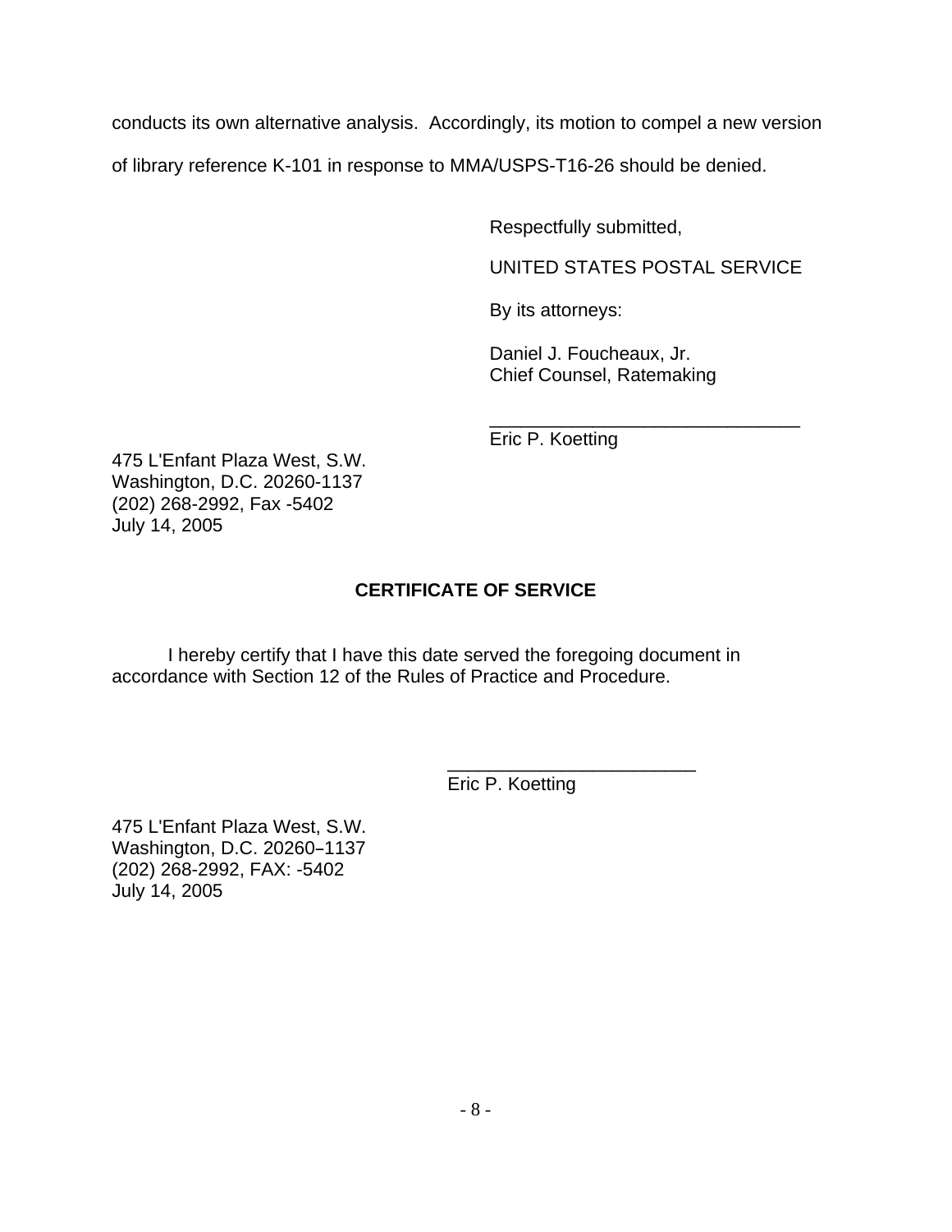conducts its own alternative analysis. Accordingly, its motion to compel a new version of library reference K-101 in response to MMA/USPS-T16-26 should be denied.

Respectfully submitted,

UNITED STATES POSTAL SERVICE

By its attorneys:

Daniel J. Foucheaux, Jr.
Chief Counsel, Ratemaking

_______________________________
Eric P. Koetting

475 L'Enfant Plaza West, S.W.
Washington, D.C. 20260-1137
(202) 268-2992, Fax -5402
July 14, 2005

## CERTIFICATE OF SERVICE

I hereby certify that I have this date served the foregoing document in accordance with Section 12 of the Rules of Practice and Procedure.

________________________
Eric P. Koetting

475 L'Enfant Plaza West, S.W.
Washington, D.C. 20260–1137
(202) 268-2992, FAX: -5402
July 14, 2005